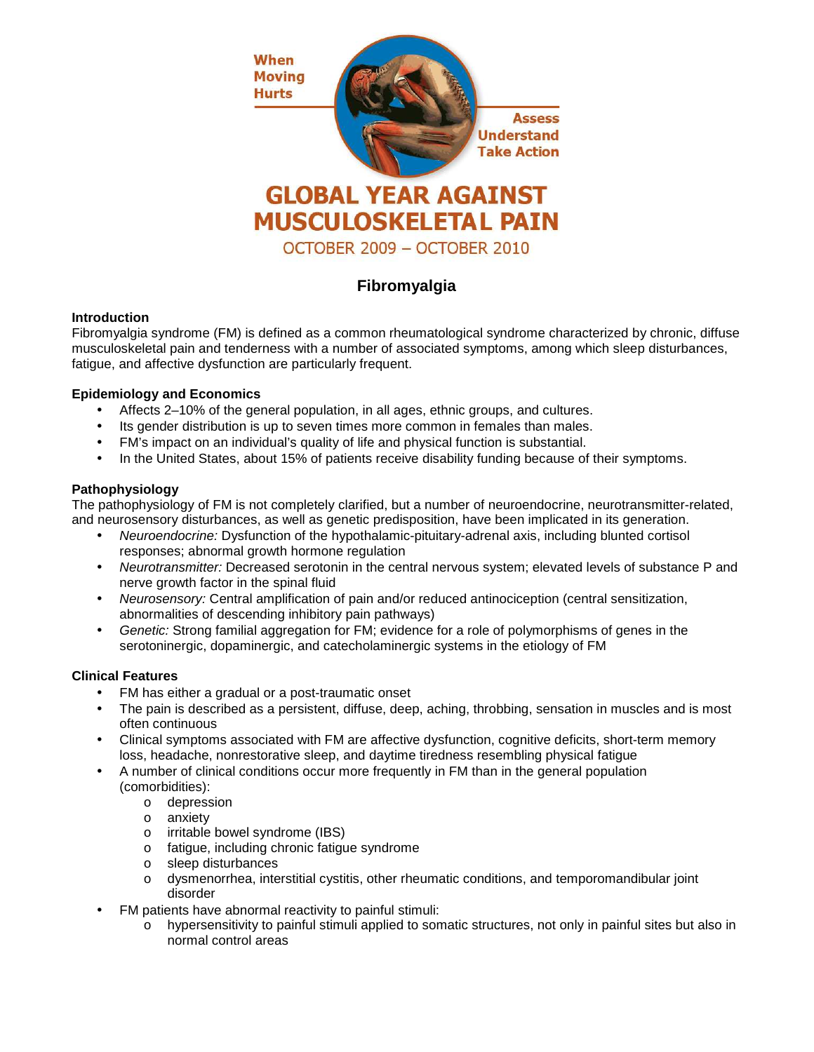When Moving Hurts

Assess
Understand
Take Action

# GLOBAL YEAR AGAINST MUSCULOSKELETAL PAIN

OCTOBER 2009 – OCTOBER 2010

## Fibromyalgia

### Introduction

Fibromyalgia syndrome (FM) is defined as a common rheumatological syndrome characterized by chronic, diffuse musculoskeletal pain and tenderness with a number of associated symptoms, among which sleep disturbances, fatigue, and affective dysfunction are particularly frequent.

### Epidemiology and Economics

- Affects 2–10% of the general population, in all ages, ethnic groups, and cultures.
- Its gender distribution is up to seven times more common in females than males.
- FM's impact on an individual's quality of life and physical function is substantial.
- In the United States, about 15% of patients receive disability funding because of their symptoms.

### Pathophysiology

The pathophysiology of FM is not completely clarified, but a number of neuroendocrine, neurotransmitter-related, and neurosensory disturbances, as well as genetic predisposition, have been implicated in its generation.

- *Neuroendocrine:* Dysfunction of the hypothalamic-pituitary-adrenal axis, including blunted cortisol responses; abnormal growth hormone regulation
- *Neurotransmitter:* Decreased serotonin in the central nervous system; elevated levels of substance P and nerve growth factor in the spinal fluid
- *Neurosensory:* Central amplification of pain and/or reduced antinociception (central sensitization, abnormalities of descending inhibitory pain pathways)
- *Genetic:* Strong familial aggregation for FM; evidence for a role of polymorphisms of genes in the serotoninergic, dopaminergic, and catecholaminergic systems in the etiology of FM

### Clinical Features

- FM has either a gradual or a post-traumatic onset
- The pain is described as a persistent, diffuse, deep, aching, throbbing, sensation in muscles and is most often continuous
- Clinical symptoms associated with FM are affective dysfunction, cognitive deficits, short-term memory loss, headache, nonrestorative sleep, and daytime tiredness resembling physical fatigue
- A number of clinical conditions occur more frequently in FM than in the general population (comorbidities):
  - depression
  - anxiety
  - irritable bowel syndrome (IBS)
  - fatigue, including chronic fatigue syndrome
  - sleep disturbances
  - dysmenorrhea, interstitial cystitis, other rheumatic conditions, and temporomandibular joint disorder
- FM patients have abnormal reactivity to painful stimuli:
  - hypersensitivity to painful stimuli applied to somatic structures, not only in painful sites but also in normal control areas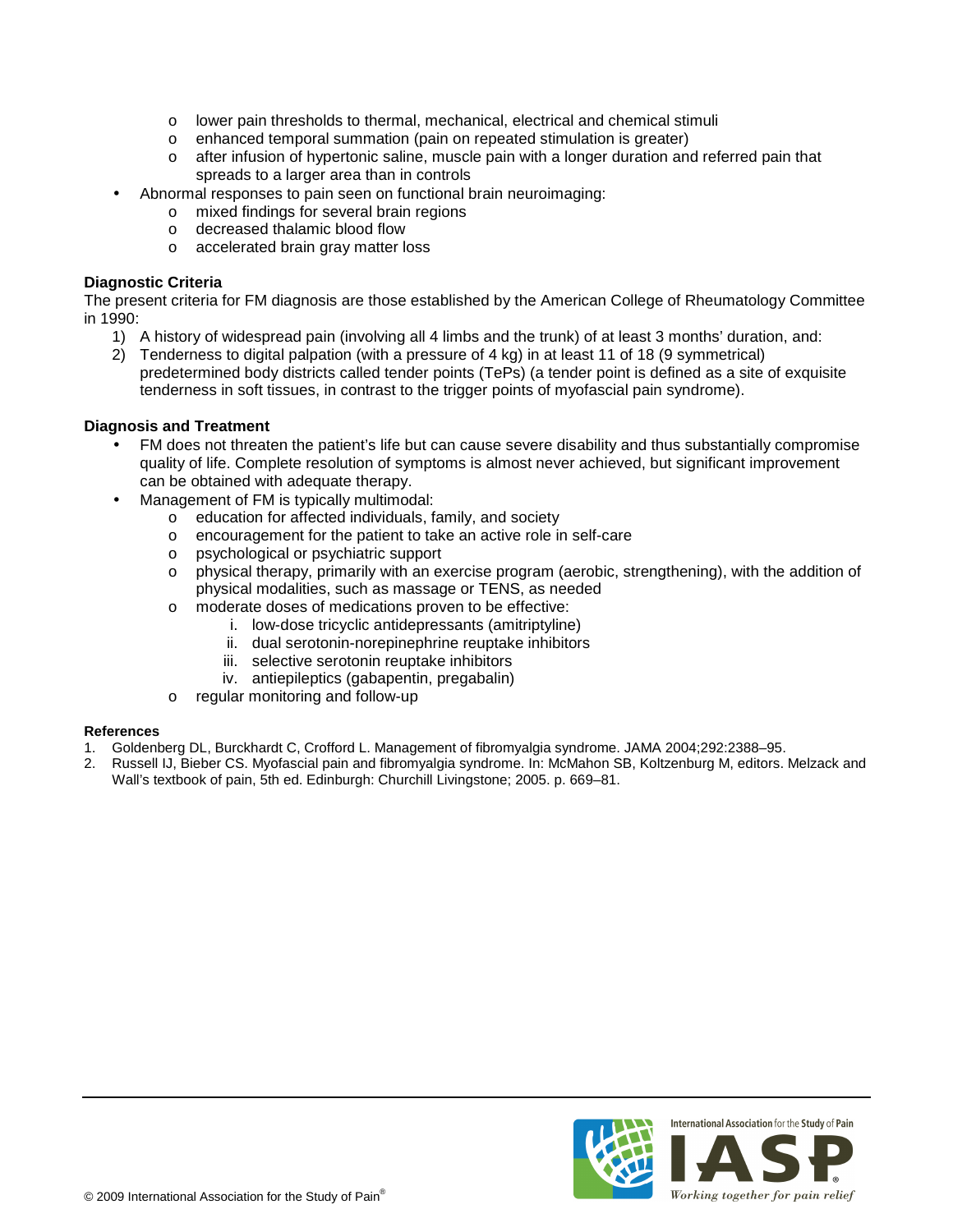- lower pain thresholds to thermal, mechanical, electrical and chemical stimuli
  - enhanced temporal summation (pain on repeated stimulation is greater)
  - after infusion of hypertonic saline, muscle pain with a longer duration and referred pain that spreads to a larger area than in controls
- Abnormal responses to pain seen on functional brain neuroimaging:
  - mixed findings for several brain regions
  - decreased thalamic blood flow
  - accelerated brain gray matter loss

**Diagnostic Criteria**

The present criteria for FM diagnosis are those established by the American College of Rheumatology Committee in 1990:

1) A history of widespread pain (involving all 4 limbs and the trunk) of at least 3 months' duration, and:
2) Tenderness to digital palpation (with a pressure of 4 kg) in at least 11 of 18 (9 symmetrical) predetermined body districts called tender points (TePs) (a tender point is defined as a site of exquisite tenderness in soft tissues, in contrast to the trigger points of myofascial pain syndrome).

**Diagnosis and Treatment**

- FM does not threaten the patient's life but can cause severe disability and thus substantially compromise quality of life. Complete resolution of symptoms is almost never achieved, but significant improvement can be obtained with adequate therapy.
- Management of FM is typically multimodal:
  - education for affected individuals, family, and society
  - encouragement for the patient to take an active role in self-care
  - psychological or psychiatric support
  - physical therapy, primarily with an exercise program (aerobic, strengthening), with the addition of physical modalities, such as massage or TENS, as needed
  - moderate doses of medications proven to be effective:
    1. low-dose tricyclic antidepressants (amitriptyline)
    2. dual serotonin-norepinephrine reuptake inhibitors
    3. selective serotonin reuptake inhibitors
    4. antiepileptics (gabapentin, pregabalin)
  - regular monitoring and follow-up

**References**

1. Goldenberg DL, Burckhardt C, Crofford L. Management of fibromyalgia syndrome. JAMA 2004;292:2388–95.
2. Russell IJ, Bieber CS. Myofascial pain and fibromyalgia syndrome. In: McMahon SB, Koltzenburg M, editors. Melzack and Wall's textbook of pain, 5th ed. Edinburgh: Churchill Livingstone; 2005. p. 669–81.

© 2009 International Association for the Study of Pain®